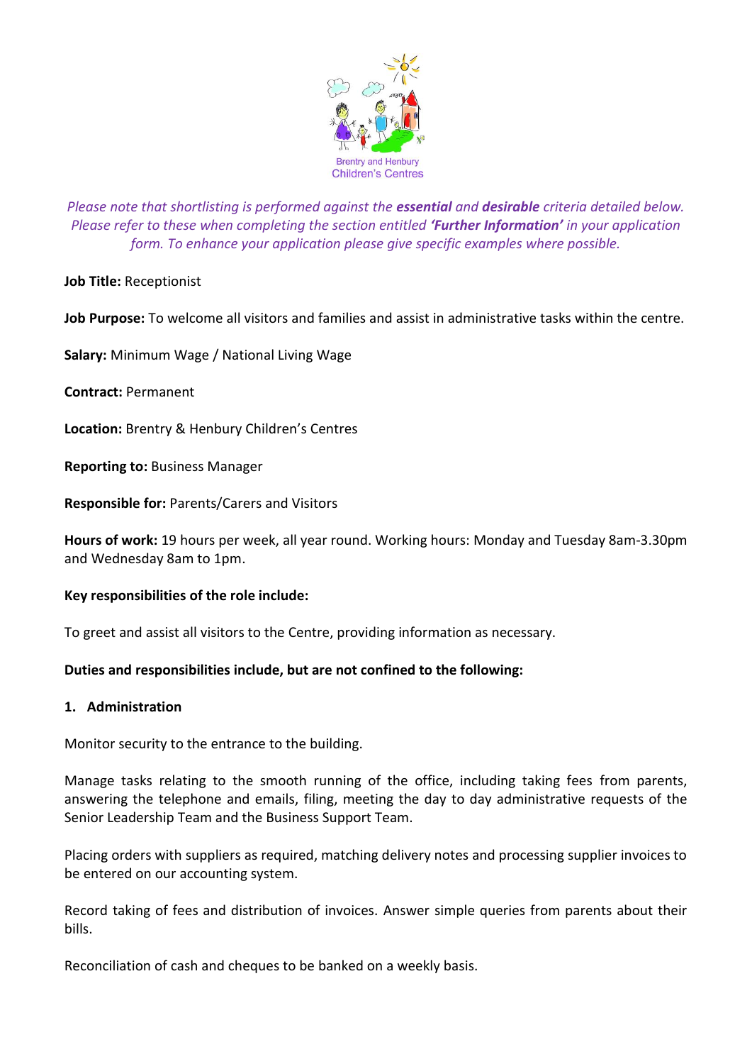Brentry and Henbury
Children's Centres

*Please note that shortlisting is performed against the **essential** and **desirable** criteria detailed below. Please refer to these when completing the section entitled **'Further Information'** in your application form. To enhance your application please give specific examples where possible.*

**Job Title:** Receptionist

**Job Purpose:** To welcome all visitors and families and assist in administrative tasks within the centre.

**Salary:** Minimum Wage / National Living Wage

**Contract:** Permanent

**Location:** Brentry & Henbury Children's Centres

**Reporting to:** Business Manager

**Responsible for:** Parents/Carers and Visitors

**Hours of work:** 19 hours per week, all year round. Working hours: Monday and Tuesday 8am-3.30pm and Wednesday 8am to 1pm.

**Key responsibilities of the role include:**

To greet and assist all visitors to the Centre, providing information as necessary.

**Duties and responsibilities include, but are not confined to the following:**

**1. Administration**

Monitor security to the entrance to the building.

Manage tasks relating to the smooth running of the office, including taking fees from parents, answering the telephone and emails, filing, meeting the day to day administrative requests of the Senior Leadership Team and the Business Support Team.

Placing orders with suppliers as required, matching delivery notes and processing supplier invoices to be entered on our accounting system.

Record taking of fees and distribution of invoices. Answer simple queries from parents about their bills.

Reconciliation of cash and cheques to be banked on a weekly basis.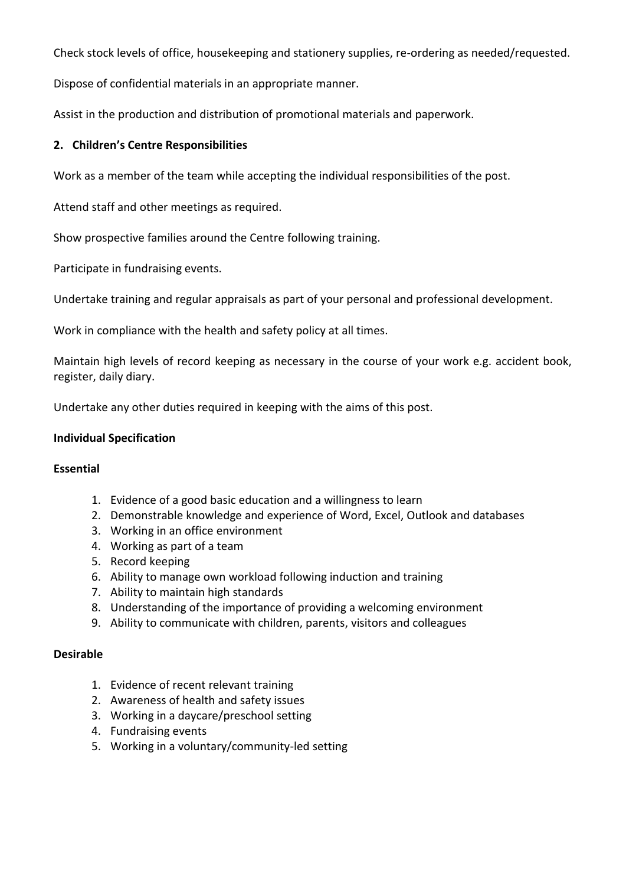Check stock levels of office, housekeeping and stationery supplies, re-ordering as needed/requested.

Dispose of confidential materials in an appropriate manner.

Assist in the production and distribution of promotional materials and paperwork.

## 2. Children's Centre Responsibilities

Work as a member of the team while accepting the individual responsibilities of the post.

Attend staff and other meetings as required.

Show prospective families around the Centre following training.

Participate in fundraising events.

Undertake training and regular appraisals as part of your personal and professional development.

Work in compliance with the health and safety policy at all times.

Maintain high levels of record keeping as necessary in the course of your work e.g. accident book, register, daily diary.

Undertake any other duties required in keeping with the aims of this post.

## Individual Specification

### Essential

1. Evidence of a good basic education and a willingness to learn
2. Demonstrable knowledge and experience of Word, Excel, Outlook and databases
3. Working in an office environment
4. Working as part of a team
5. Record keeping
6. Ability to manage own workload following induction and training
7. Ability to maintain high standards
8. Understanding of the importance of providing a welcoming environment
9. Ability to communicate with children, parents, visitors and colleagues

### Desirable

1. Evidence of recent relevant training
2. Awareness of health and safety issues
3. Working in a daycare/preschool setting
4. Fundraising events
5. Working in a voluntary/community-led setting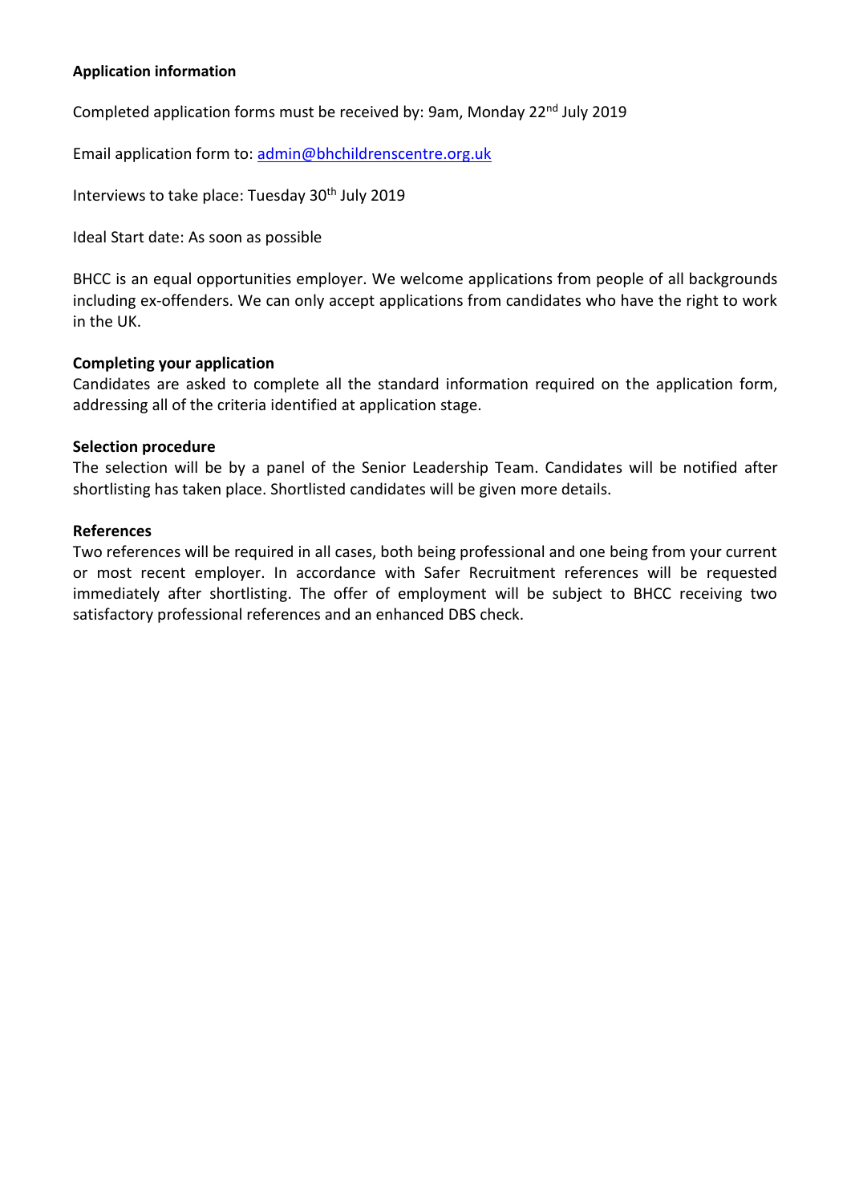**Application information**

Completed application forms must be received by: 9am, Monday 22nd July 2019

Email application form to: admin@bhchildrenscentre.org.uk

Interviews to take place: Tuesday 30th July 2019

Ideal Start date: As soon as possible

BHCC is an equal opportunities employer. We welcome applications from people of all backgrounds including ex-offenders. We can only accept applications from candidates who have the right to work in the UK.

**Completing your application**

Candidates are asked to complete all the standard information required on the application form, addressing all of the criteria identified at application stage.

**Selection procedure**

The selection will be by a panel of the Senior Leadership Team. Candidates will be notified after shortlisting has taken place. Shortlisted candidates will be given more details.

**References**

Two references will be required in all cases, both being professional and one being from your current or most recent employer. In accordance with Safer Recruitment references will be requested immediately after shortlisting. The offer of employment will be subject to BHCC receiving two satisfactory professional references and an enhanced DBS check.